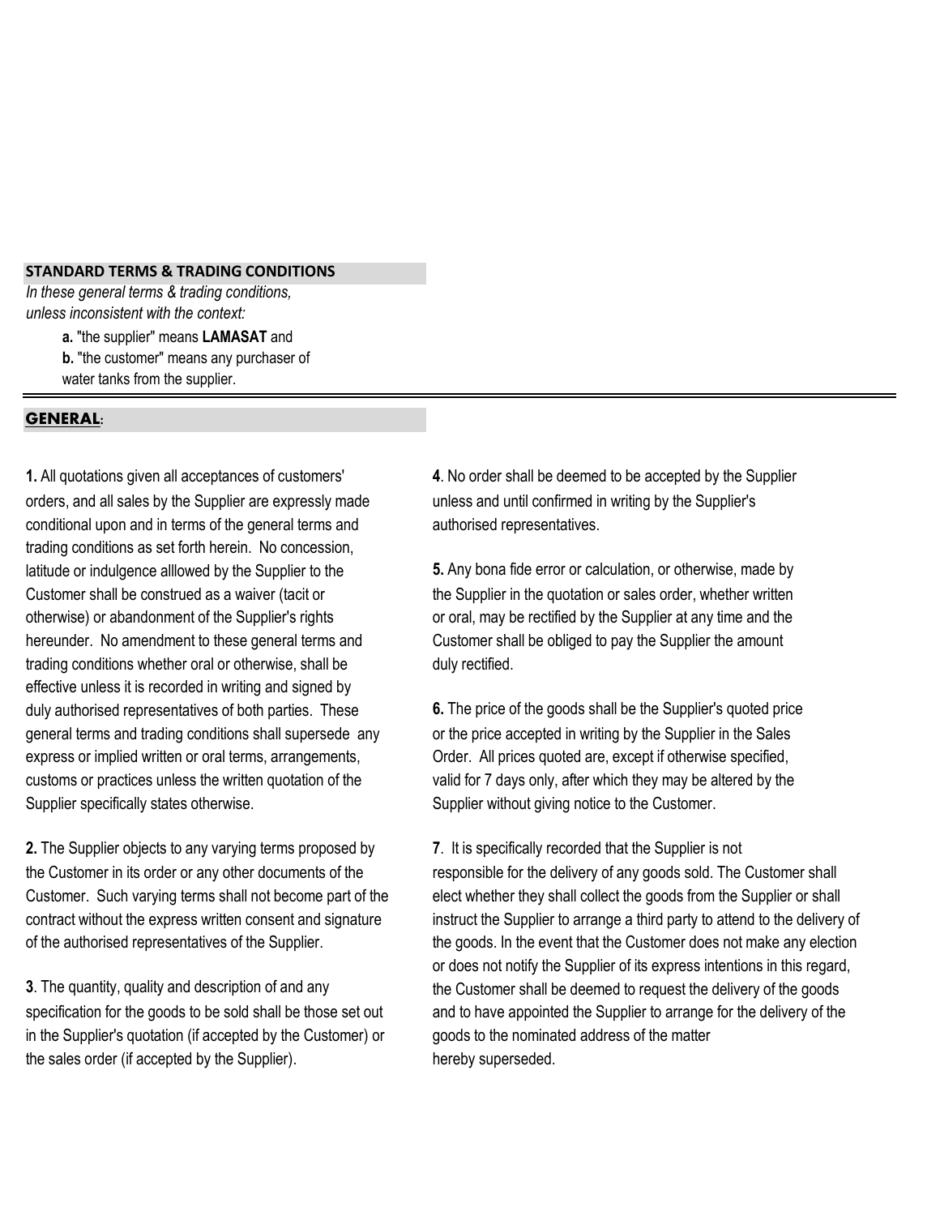## STANDARD TERMS & TRADING CONDITIONS

*In these general terms & trading conditions, unless inconsistent with the context:*

**a.** "the supplier" means **LAMASAT** and

**b.** "the customer" means any purchaser of water tanks from the supplier.

---

## GENERAL:

**1.** All quotations given all acceptances of customers' orders, and all sales by the Supplier are expressly made conditional upon and in terms of the general terms and trading conditions as set forth herein. No concession, latitude or indulgence alllowed by the Supplier to the Customer shall be construed as a waiver (tacit or otherwise) or abandonment of the Supplier's rights hereunder. No amendment to these general terms and trading conditions whether oral or otherwise, shall be effective unless it is recorded in writing and signed by duly authorised representatives of both parties. These general terms and trading conditions shall supersede any express or implied written or oral terms, arrangements, customs or practices unless the written quotation of the Supplier specifically states otherwise.

**2.** The Supplier objects to any varying terms proposed by the Customer in its order or any other documents of the Customer. Such varying terms shall not become part of the contract without the express written consent and signature of the authorised representatives of the Supplier.

**3**. The quantity, quality and description of and any specification for the goods to be sold shall be those set out in the Supplier's quotation (if accepted by the Customer) or the sales order (if accepted by the Supplier).

**4**. No order shall be deemed to be accepted by the Supplier unless and until confirmed in writing by the Supplier's authorised representatives.

**5.** Any bona fide error or calculation, or otherwise, made by the Supplier in the quotation or sales order, whether written or oral, may be rectified by the Supplier at any time and the Customer shall be obliged to pay the Supplier the amount duly rectified.

**6.** The price of the goods shall be the Supplier's quoted price or the price accepted in writing by the Supplier in the Sales Order. All prices quoted are, except if otherwise specified, valid for 7 days only, after which they may be altered by the Supplier without giving notice to the Customer.

**7**. It is specifically recorded that the Supplier is not responsible for the delivery of any goods sold. The Customer shall elect whether they shall collect the goods from the Supplier or shall instruct the Supplier to arrange a third party to attend to the delivery of the goods. In the event that the Customer does not make any election or does not notify the Supplier of its express intentions in this regard, the Customer shall be deemed to request the delivery of the goods and to have appointed the Supplier to arrange for the delivery of the goods to the nominated address of the matter hereby superseded.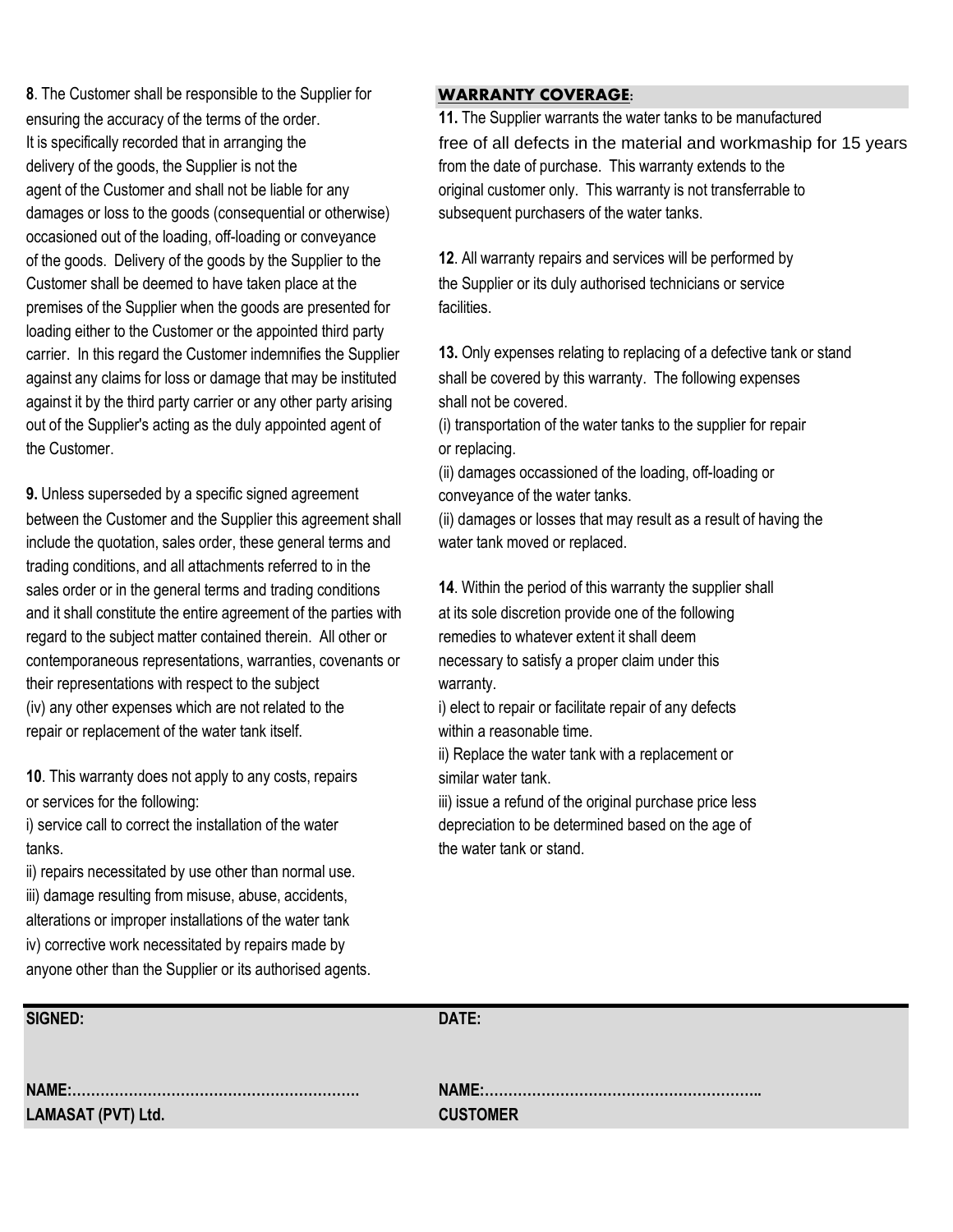**8**. The Customer shall be responsible to the Supplier for ensuring the accuracy of the terms of the order. It is specifically recorded that in arranging the delivery of the goods, the Supplier is not the agent of the Customer and shall not be liable for any damages or loss to the goods (consequential or otherwise) occasioned out of the loading, off-loading or conveyance of the goods. Delivery of the goods by the Supplier to the Customer shall be deemed to have taken place at the premises of the Supplier when the goods are presented for loading either to the Customer or the appointed third party carrier. In this regard the Customer indemnifies the Supplier against any claims for loss or damage that may be instituted against it by the third party carrier or any other party arising out of the Supplier's acting as the duly appointed agent of the Customer.

**9.** Unless superseded by a specific signed agreement between the Customer and the Supplier this agreement shall include the quotation, sales order, these general terms and trading conditions, and all attachments referred to in the sales order or in the general terms and trading conditions and it shall constitute the entire agreement of the parties with regard to the subject matter contained therein. All other or contemporaneous representations, warranties, covenants or their representations with respect to the subject
(iv) any other expenses which are not related to the repair or replacement of the water tank itself.

**10**. This warranty does not apply to any costs, repairs or services for the following:
i) service call to correct the installation of the water tanks.
ii) repairs necessitated by use other than normal use.
iii) damage resulting from misuse, abuse, accidents, alterations or improper installations of the water tank
iv) corrective work necessitated by repairs made by anyone other than the Supplier or its authorised agents.

**WARRANTY COVERAGE:**

**11.** The Supplier warrants the water tanks to be manufactured free of all defects in the material and workmaship for 15 years from the date of purchase. This warranty extends to the original customer only. This warranty is not transferrable to subsequent purchasers of the water tanks.

**12**. All warranty repairs and services will be performed by the Supplier or its duly authorised technicians or service facilities.

**13.** Only expenses relating to replacing of a defective tank or stand shall be covered by this warranty. The following expenses shall not be covered.
(i) transportation of the water tanks to the supplier for repair or replacing.
(ii) damages occassioned of the loading, off-loading or conveyance of the water tanks.
(ii) damages or losses that may result as a result of having the water tank moved or replaced.

**14**. Within the period of this warranty the supplier shall at its sole discretion provide one of the following remedies to whatever extent it shall deem necessary to satisfy a proper claim under this warranty.
i) elect to repair or facilitate repair of any defects within a reasonable time.
ii) Replace the water tank with a replacement or similar water tank.
iii) issue a refund of the original purchase price less depreciation to be determined based on the age of the water tank or stand.

| | |
|---|---|
| **SIGNED:** | **DATE:** |
| **NAME:……………………………………………………** | **NAME:………………………………………………….** |
| **LAMASAT (PVT) Ltd.** | **CUSTOMER** |